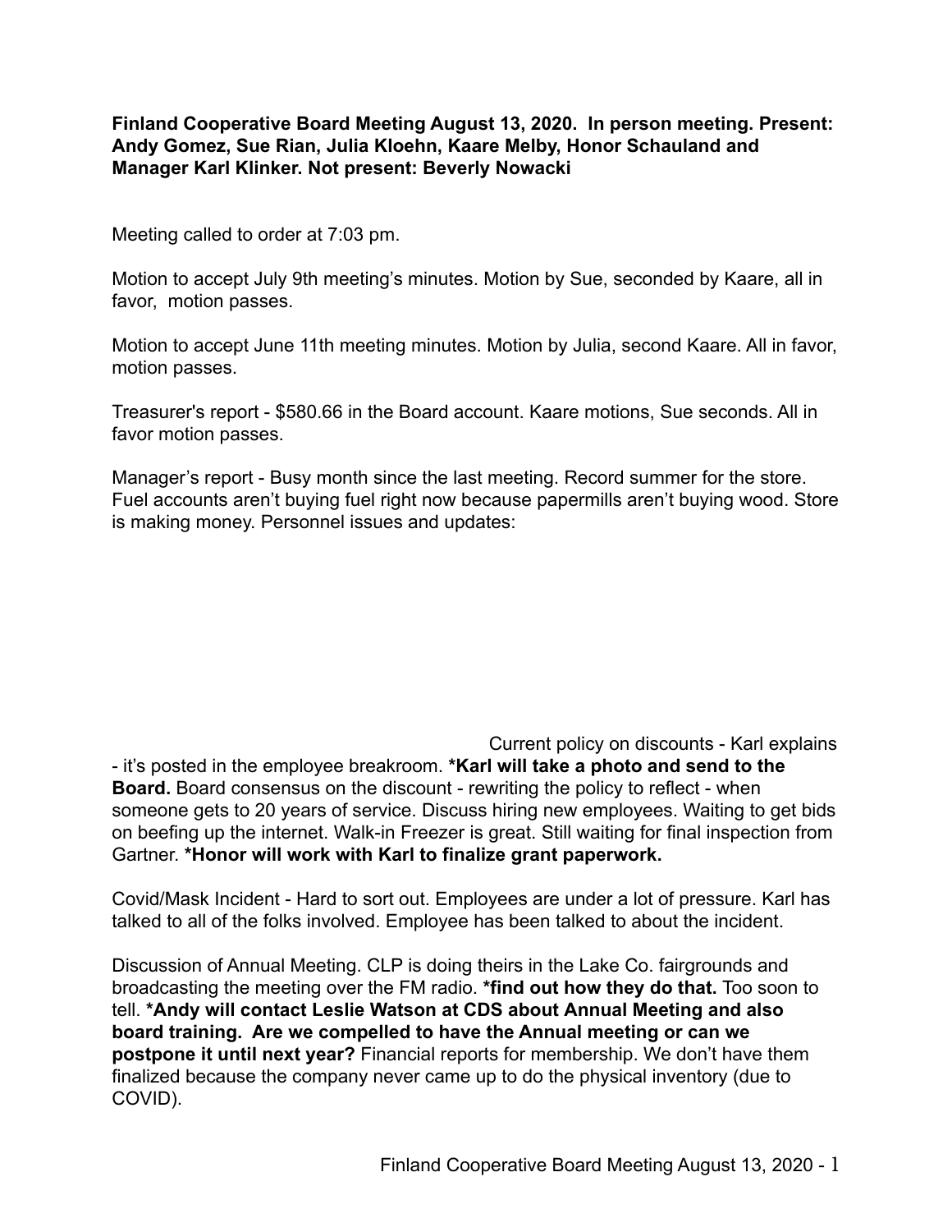**Finland Cooperative Board Meeting August 13, 2020. In person meeting. Present: Andy Gomez, Sue Rian, Julia Kloehn, Kaare Melby, Honor Schauland and Manager Karl Klinker. Not present: Beverly Nowacki**

Meeting called to order at 7:03 pm.

Motion to accept July 9th meeting's minutes. Motion by Sue, seconded by Kaare, all in favor, motion passes.

Motion to accept June 11th meeting minutes. Motion by Julia, second Kaare. All in favor, motion passes.

Treasurer's report - $580.66 in the Board account. Kaare motions, Sue seconds. All in favor motion passes.

Manager's report - Busy month since the last meeting. Record summer for the store. Fuel accounts aren't buying fuel right now because papermills aren't buying wood. Store is making money. Personnel issues and updates:

Current policy on discounts - Karl explains - it's posted in the employee breakroom. **\*Karl will take a photo and send to the Board.** Board consensus on the discount - rewriting the policy to reflect - when someone gets to 20 years of service. Discuss hiring new employees. Waiting to get bids on beefing up the internet. Walk-in Freezer is great. Still waiting for final inspection from Gartner. **\*Honor will work with Karl to finalize grant paperwork.**

Covid/Mask Incident - Hard to sort out. Employees are under a lot of pressure. Karl has talked to all of the folks involved. Employee has been talked to about the incident.

Discussion of Annual Meeting. CLP is doing theirs in the Lake Co. fairgrounds and broadcasting the meeting over the FM radio. **\*find out how they do that.** Too soon to tell. **\*Andy will contact Leslie Watson at CDS about Annual Meeting and also board training. Are we compelled to have the Annual meeting or can we postpone it until next year?** Financial reports for membership. We don't have them finalized because the company never came up to do the physical inventory (due to COVID).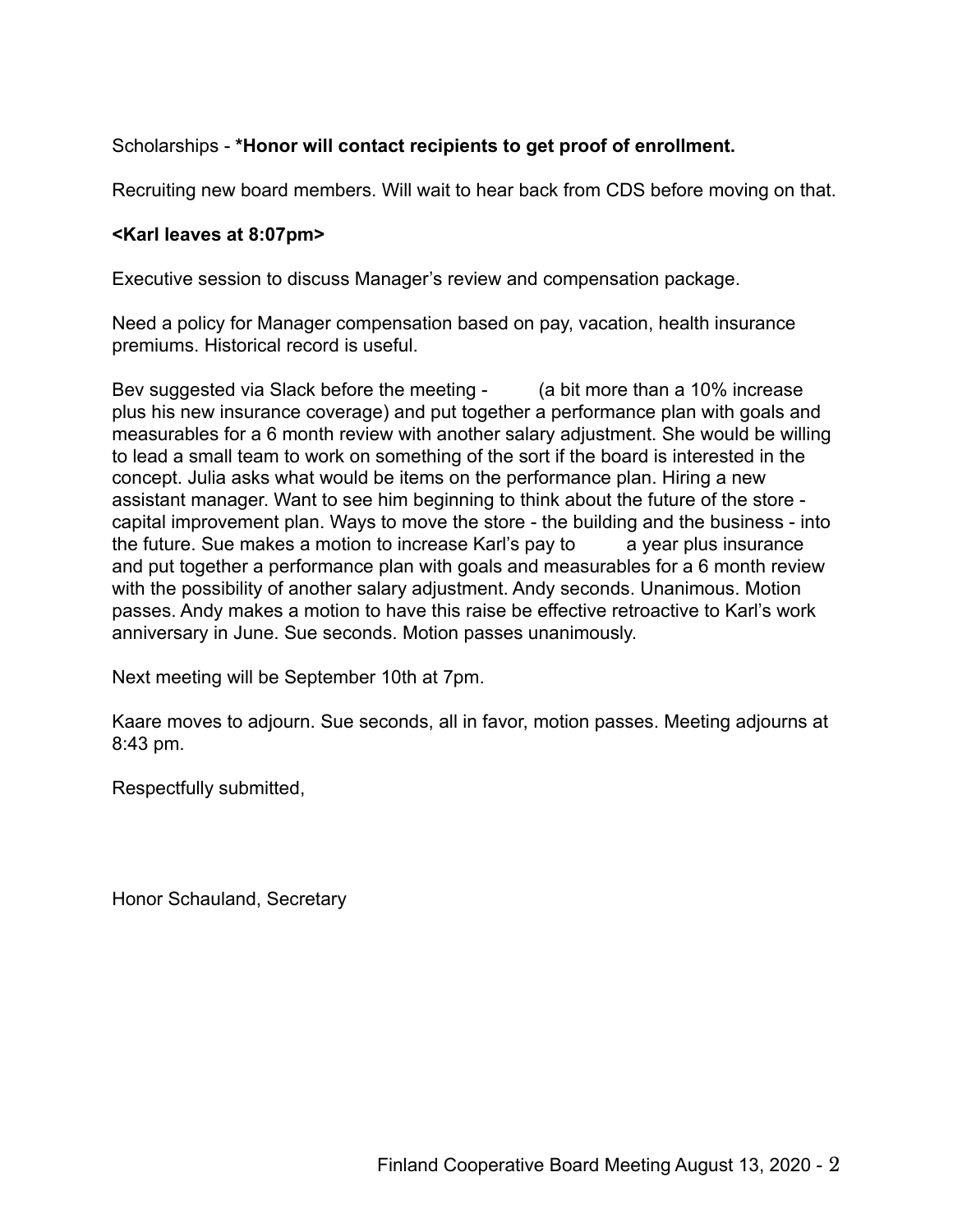Scholarships - **\*Honor will contact recipients to get proof of enrollment.**

Recruiting new board members. Will wait to hear back from CDS before moving on that.

**<Karl leaves at 8:07pm>**

Executive session to discuss Manager's review and compensation package.

Need a policy for Manager compensation based on pay, vacation, health insurance premiums. Historical record is useful.

Bev suggested via Slack before the meeting - (a bit more than a 10% increase plus his new insurance coverage) and put together a performance plan with goals and measurables for a 6 month review with another salary adjustment. She would be willing to lead a small team to work on something of the sort if the board is interested in the concept. Julia asks what would be items on the performance plan. Hiring a new assistant manager. Want to see him beginning to think about the future of the store - capital improvement plan. Ways to move the store - the building and the business - into the future. Sue makes a motion to increase Karl's pay to a year plus insurance and put together a performance plan with goals and measurables for a 6 month review with the possibility of another salary adjustment. Andy seconds. Unanimous. Motion passes. Andy makes a motion to have this raise be effective retroactive to Karl's work anniversary in June. Sue seconds. Motion passes unanimously.

Next meeting will be September 10th at 7pm.

Kaare moves to adjourn. Sue seconds, all in favor, motion passes. Meeting adjourns at 8:43 pm.

Respectfully submitted,

Honor Schauland, Secretary